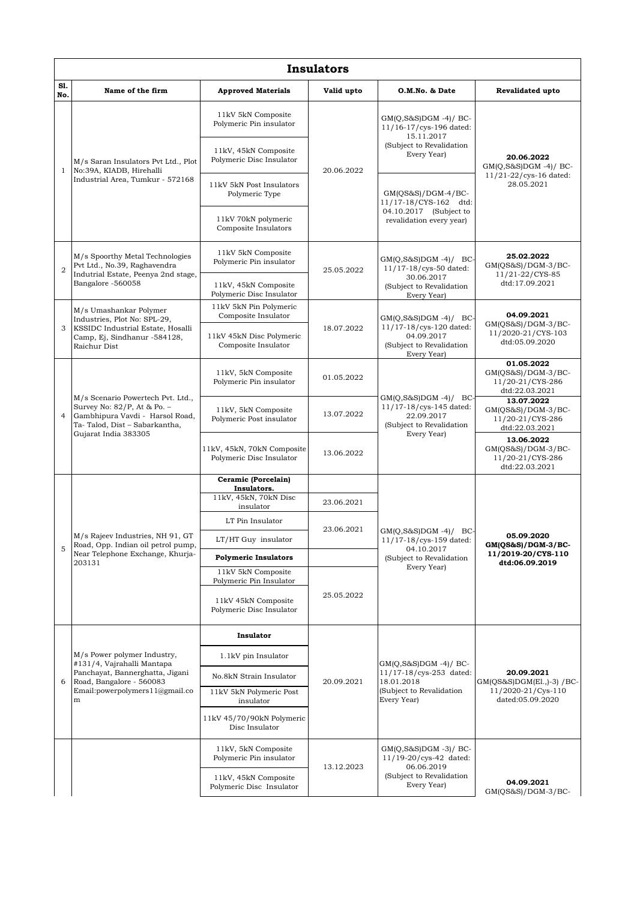# Insulators

| Sl. No. | Name of the firm | Approved Materials | Valid upto | O.M.No. & Date | Revalidated upto |
|---|---|---|---|---|---|
| 1 | M/s Saran Insulators Pvt Ltd., Plot No:39A, KIADB, Hirehalli Industrial Area, Tumkur - 572168 | 11kV 5kN Composite Polymeric Pin insulator | 20.06.2022 | GM(Q,S&S)DGM -4)/ BC-11/16-17/cys-196 dated: 15.11.2017 (Subject to Revalidation Every Year) | **20.06.2022** GM(Q,S&S)DGM -4)/ BC-11/21-22/cys-16 dated: 28.05.2021 |
| | | 11kV, 45kN Composite Polymeric Disc Insulator | | | |
| | | 11kV 5kN Post Insulators Polymeric Type | | GM(QS&S)/DGM-4/BC-11/17-18/CYS-162 dtd: 04.10.2017 (Subject to revalidation every year) | |
| | | 11kV 70kN polymeric Composite Insulators | | | |
| 2 | M/s Spoorthy Metal Technologies Pvt Ltd., No.39, Raghavendra Indutrial Estate, Peenya 2nd stage, Bangalore -560058 | 11kV 5kN Composite Polymeric Pin insulator | 25.05.2022 | GM(Q,S&S)DGM -4)/ BC-11/17-18/cys-50 dated: 30.06.2017 (Subject to Revalidation Every Year) | **25.02.2022** GM(QS&S)/DGM-3/BC-11/21-22/CYS-85 dtd:17.09.2021 |
| | | 11kV, 45kN Composite Polymeric Disc Insulator | | | |
| 3 | M/s Umashankar Polymer Industries, Plot No: SPL-29, KSSIDC Industrial Estate, Hosalli Camp, Ej, Sindhanur -584128, Raichur Dist | 11kV 5kN Pin Polymeric Composite Insulator | 18.07.2022 | GM(Q,S&S)DGM -4)/ BC-11/17-18/cys-120 dated: 04.09.2017 (Subject to Revalidation Every Year) | **04.09.2021** GM(QS&S)/DGM-3/BC-11/2020-21/CYS-103 dtd:05.09.2020 |
| | | 11kV 45kN Disc Polymeric Composite Insulator | | | |
| 4 | M/s Scenario Powertech Pvt. Ltd., Survey No: 82/P, At & Po. – Gambhipura Vavdi - Harsol Road, Ta- Talod, Dist – Sabarkantha, Gujarat India 383305 | 11kV, 5kN Composite Polymeric Pin insulator | 01.05.2022 | GM(Q,S&S)DGM -4)/ BC-11/17-18/cys-145 dated: 22.09.2017 (Subject to Revalidation Every Year) | **01.05.2022** GM(QS&S)/DGM-3/BC-11/20-21/CYS-286 dtd:22.03.2021 |
| | | 11kV, 5kN Composite Polymeric Post insulator | 13.07.2022 | | **13.07.2022** GM(QS&S)/DGM-3/BC-11/20-21/CYS-286 dtd:22.03.2021 |
| | | 11kV, 45kN, 70kN Composite Polymeric Disc Insulator | 13.06.2022 | | **13.06.2022** GM(QS&S)/DGM-3/BC-11/20-21/CYS-286 dtd:22.03.2021 |
| 5 | M/s Rajeev Industries, NH 91, GT Road, Opp. Indian oil petrol pump, Near Telephone Exchange, Khurja-203131 | **Ceramic (Porcelain) Insulators.** | | GM(Q,S&S)DGM -4)/ BC-11/17-18/cys-159 dated: 04.10.2017 (Subject to Revalidation Every Year) | **05.09.2020 GM(QS&S)/DGM-3/BC-11/2019-20/CYS-110 dtd:06.09.2019** |
| | | 11kV, 45kN, 70kN Disc insulator | 23.06.2021 | | |
| | | LT Pin Insulator | 23.06.2021 | | |
| | | LT/HT Guy insulator | | | |
| | | **Polymeric Insulators** | | | |
| | | 11kV 5kN Composite Polymeric Pin Insulator | 25.05.2022 | | |
| | | 11kV 45kN Composite Polymeric Disc Insulator | | | |
| 6 | M/s Power polymer Industry, #131/4, Vajrahalli Mantapa Panchayat, Bannerghatta, Jigani Road, Bangalore - 560083 Email:powerpolymers11@gmail.com | **Insulator** | 20.09.2021 | GM(Q,S&S)DGM -4)/ BC-11/17-18/cys-253 dated: 18.01.2018 (Subject to Revalidation Every Year) | **20.09.2021** GM(QS&S)DGM(El.,)-3) /BC-11/2020-21/Cys-110 dated:05.09.2020 |
| | | 1.1kV pin Insulator | | | |
| | | No.8kN Strain Insulator | | | |
| | | 11kV 5kN Polymeric Post insulator | | | |
| | | 11kV 45/70/90kN Polymeric Disc Insulator | | | |
| | | 11kV, 5kN Composite Polymeric Pin insulator | 13.12.2023 | GM(Q,S&S)DGM -3)/ BC-11/19-20/cys-42 dated: 06.06.2019 (Subject to Revalidation Every Year) | **04.09.2021** GM(QS&S)/DGM-3/BC- |
| | | 11kV, 45kN Composite Polymeric Disc Insulator | | | |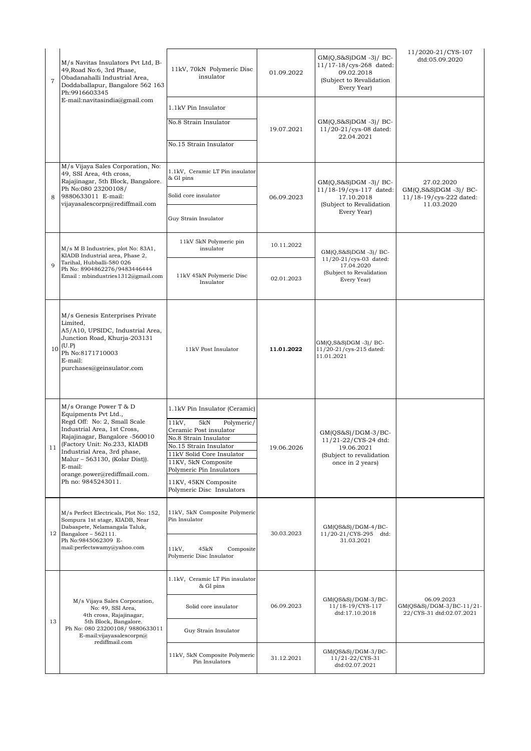| | | | | | |
|---|---|---|---|---|---|
| 7 | M/s Navitas Insulators Pvt Ltd, B-49,Road No:6, 3rd Phase, Obadanahalli Industrial Area, Doddaballapur, Bangalore 562 163 Ph:9916603345 E-mail:navitasindia@gmail.com | 11kV, 70kN Polymeric Disc insulator | 01.09.2022 | GM(Q,S&S)DGM -3)/ BC-11/17-18/cys-268 dated: 09.02.2018 (Subject to Revalidation Every Year) | 11/2020-21/CYS-107 dtd:05.09.2020 |
| | | 1.1kV Pin Insulator<br>No.8 Strain Insulator<br>No.15 Strain Insulator | 19.07.2021 | GM(Q,S&S)DGM -3)/ BC-11/20-21/cys-08 dated: 22.04.2021 | |
| 8 | M/s Vijaya Sales Corporation, No: 49, SSI Area, 4th cross, Rajajinagar, 5th Block, Bangalore. Ph No:080 23200108/ 9880633011 E-mail: vijayasalescorpn@rediffmail.com | 1.1kV, Ceramic LT Pin insulator & GI pins<br>Solid core insulator<br>Guy Strain Insulator | 06.09.2023 | GM(Q,S&S)DGM -3)/ BC-11/18-19/cys-117 dated: 17.10.2018 (Subject to Revalidation Every Year) | 27.02.2020 GM(Q,S&S)DGM -3)/ BC-11/18-19/cys-222 dated: 11.03.2020 |
| 9 | M/s M B Industries, plot No: 83A1, KIADB Industrial area, Phase 2, Tarihal, Hubballi-580 026 Ph No: 8904862276/9483446444 Email : mbindustries1312@gmail.com | 11kV 5kN Polymeric pin insulator | 10.11.2022 | GM(Q,S&S)DGM -3)/ BC-11/20-21/cys-03 dated: 17.04.2020 (Subject to Revalidation Every Year) | |
| | | 11kV 45kN Polymeric Disc Insulator | 02.01.2023 | | |
| 10 | M/s Genesis Enterprises Private Limited, A5/A10, UPSIDC, Industrial Area, Junction Road, Khurja-203131 (U.P) Ph No:8171710003 E-mail: purchases@geinsulator.com | 11kV Post Insulator | **11.01.2022** | GM(Q,S&S)DGM -3)/ BC-11/20-21/cys-215 dated: 11.01.2021 | |
| 11 | M/s Orange Power T & D Equipments Pvt Ltd., Regd Off: No: 2, Small Scale Industrial Area, 1st Cross, Rajajinagar, Bangalore -560010 (Factory Unit: No.233, KIADB Industrial Area, 3rd phase, Malur – 563130, (Kolar Dist)). E-mail: orange.power@rediffmail.com. Ph no: 9845243011. | 1.1kV Pin Insulator (Ceramic)<br>11kV, 5kN Polymeric/ Ceramic Post insulator<br>No.8 Strain Insulator<br>No.15 Strain Insulator<br>11kV Solid Core Insulator<br>11KV, 5kN Composite Polymeric Pin Insulators<br>11KV, 45KN Composite Polymeric Disc Insulators | 19.06.2026 | GM(QS&S)/DGM-3/BC-11/21-22/CYS-24 dtd: 19.06.2021 (Subject to revalidation once in 2 years) | |
| 12 | M/s Perfect Electricals, Plot No: 152, Sompura 1st stage, KIADB, Near Dabaspete, Nelamangala Taluk, Bangalore – 562111. Ph No:9845062309 E-mail:perfectswamy@yahoo.com | 11kV, 5kN Composite Polymeric Pin Insulator<br>11kV, 45kN Composite Polymeric Disc Insulator | 30.03.2023 | GM(QS&S)/DGM-4/BC-11/20-21/CYS-295 dtd: 31.03.2021 | |
| 13 | M/s Vijaya Sales Corporation, No: 49, SSI Area, 4th cross, Rajajinagar, 5th Block, Bangalore. Ph No: 080 23200108/ 9880633011 E-mail:vijayasalescorpn@ rediffmail.com | 1.1kV, Ceramic LT Pin insulator & GI pins<br>Solid core insulator<br>Guy Strain Insulator | 06.09.2023 | GM(QS&S)/DGM-3/BC-11/18-19/CYS-117 dtd:17.10.2018 | 06.09.2023 GM(QS&S)/DGM-3/BC-11/21-22/CYS-31 dtd:02.07.2021 |
| | | 11kV, 5kN Composite Polymeric Pin Insulators | 31.12.2021 | GM(QS&S)/DGM-3/BC-11/21-22/CYS-31 dtd:02.07.2021 | |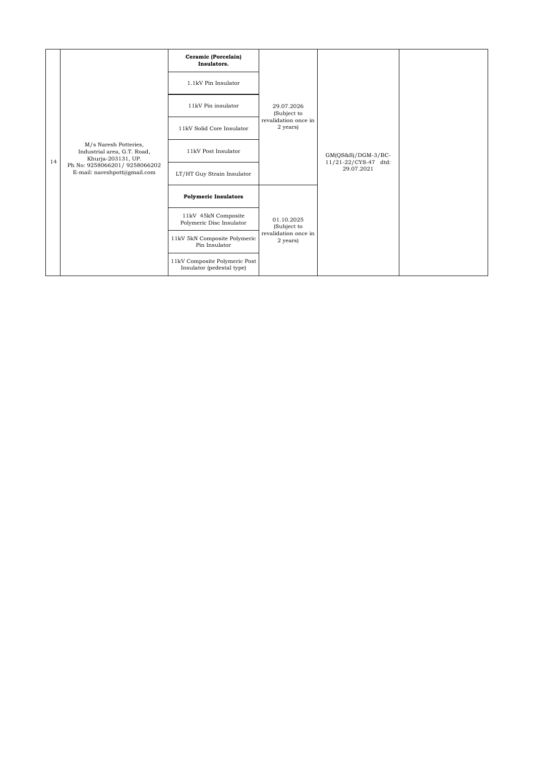| | | | | | |
|---|---|---|---|---|---|
| 14 | M/s Naresh Potteries, Industrial area, G.T. Road, Khurja-203131, UP. Ph No: 9258066201/ 9258066202 E-mail: nareshpott@gmail.com | **Ceramic (Porcelain) Insulators.** | | GM(QS&S)/DGM-3/BC-11/21-22/CYS-47 dtd: 29.07.2021 | |
| | | 1.1kV Pin Insulator | 29.07.2026 (Subject to revalidation once in 2 years) | | |
| | | 11kV Pin insulator | | | |
| | | 11kV Solid Core Insulator | | | |
| | | 11kV Post Insulator | | | |
| | | LT/HT Guy Strain Insulator | | | |
| | | **Polymeric Insulators** | 01.10.2025 (Subject to revalidation once in 2 years) | | |
| | | 11kV 45kN Composite Polymeric Disc Insulator | | | |
| | | 11kV 5kN Composite Polymeric Pin Insulator | | | |
| | | 11kV Composite Polymeric Post Insulator (pedestal type) | | | |